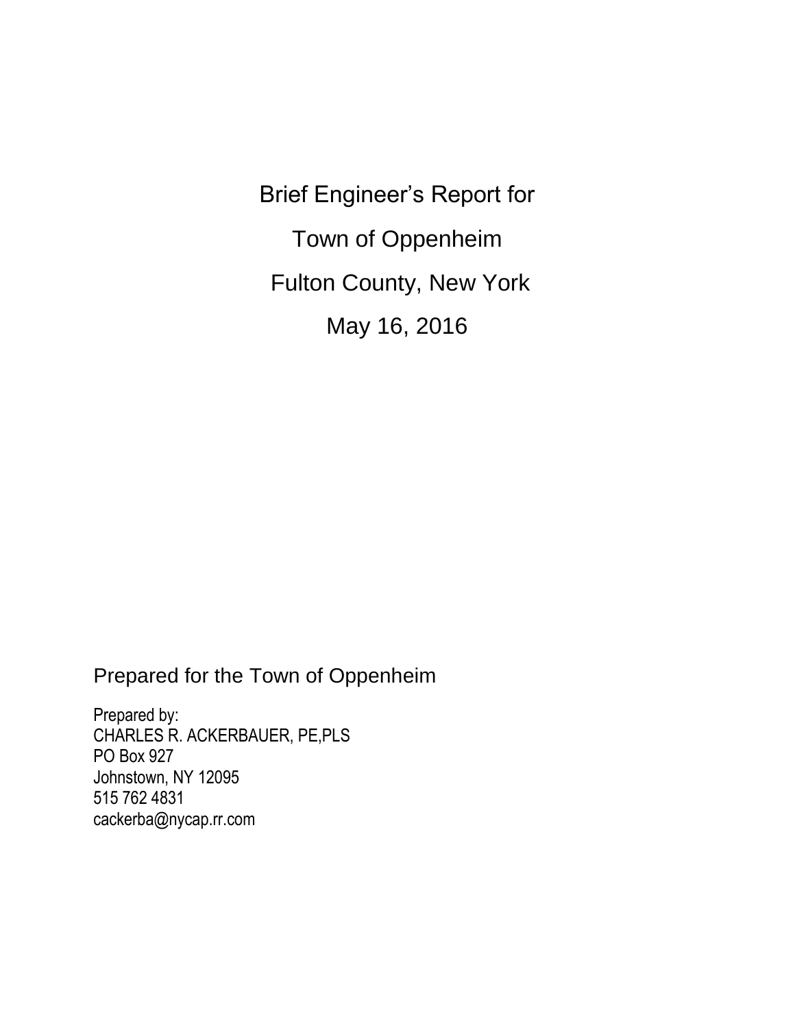# Brief Engineer's Report for

# Town of Oppenheim

# Fulton County, New York

# May 16, 2016

Prepared for the Town of Oppenheim

Prepared by:
CHARLES R. ACKERBAUER, PE,PLS
PO Box 927
Johnstown, NY 12095
515 762 4831
cackerba@nycap.rr.com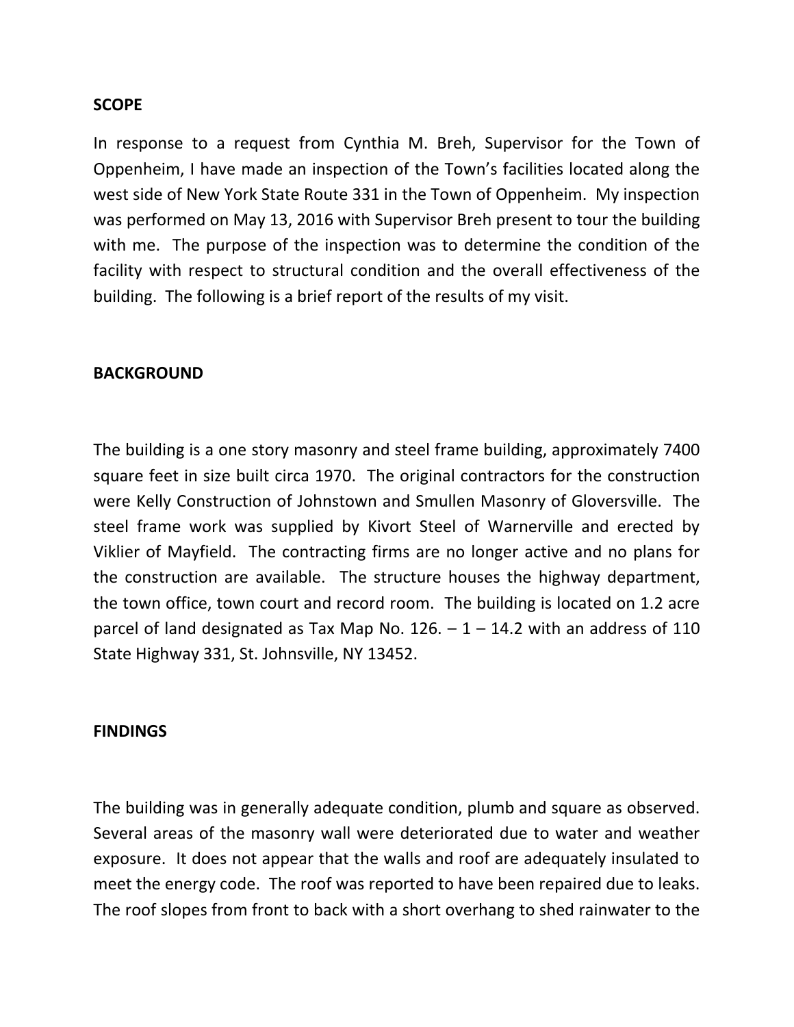**SCOPE**

In response to a request from Cynthia M. Breh, Supervisor for the Town of Oppenheim, I have made an inspection of the Town's facilities located along the west side of New York State Route 331 in the Town of Oppenheim. My inspection was performed on May 13, 2016 with Supervisor Breh present to tour the building with me. The purpose of the inspection was to determine the condition of the facility with respect to structural condition and the overall effectiveness of the building. The following is a brief report of the results of my visit.

**BACKGROUND**

The building is a one story masonry and steel frame building, approximately 7400 square feet in size built circa 1970. The original contractors for the construction were Kelly Construction of Johnstown and Smullen Masonry of Gloversville. The steel frame work was supplied by Kivort Steel of Warnerville and erected by Viklier of Mayfield. The contracting firms are no longer active and no plans for the construction are available. The structure houses the highway department, the town office, town court and record room. The building is located on 1.2 acre parcel of land designated as Tax Map No. 126. – 1 – 14.2 with an address of 110 State Highway 331, St. Johnsville, NY 13452.

**FINDINGS**

The building was in generally adequate condition, plumb and square as observed. Several areas of the masonry wall were deteriorated due to water and weather exposure. It does not appear that the walls and roof are adequately insulated to meet the energy code. The roof was reported to have been repaired due to leaks. The roof slopes from front to back with a short overhang to shed rainwater to the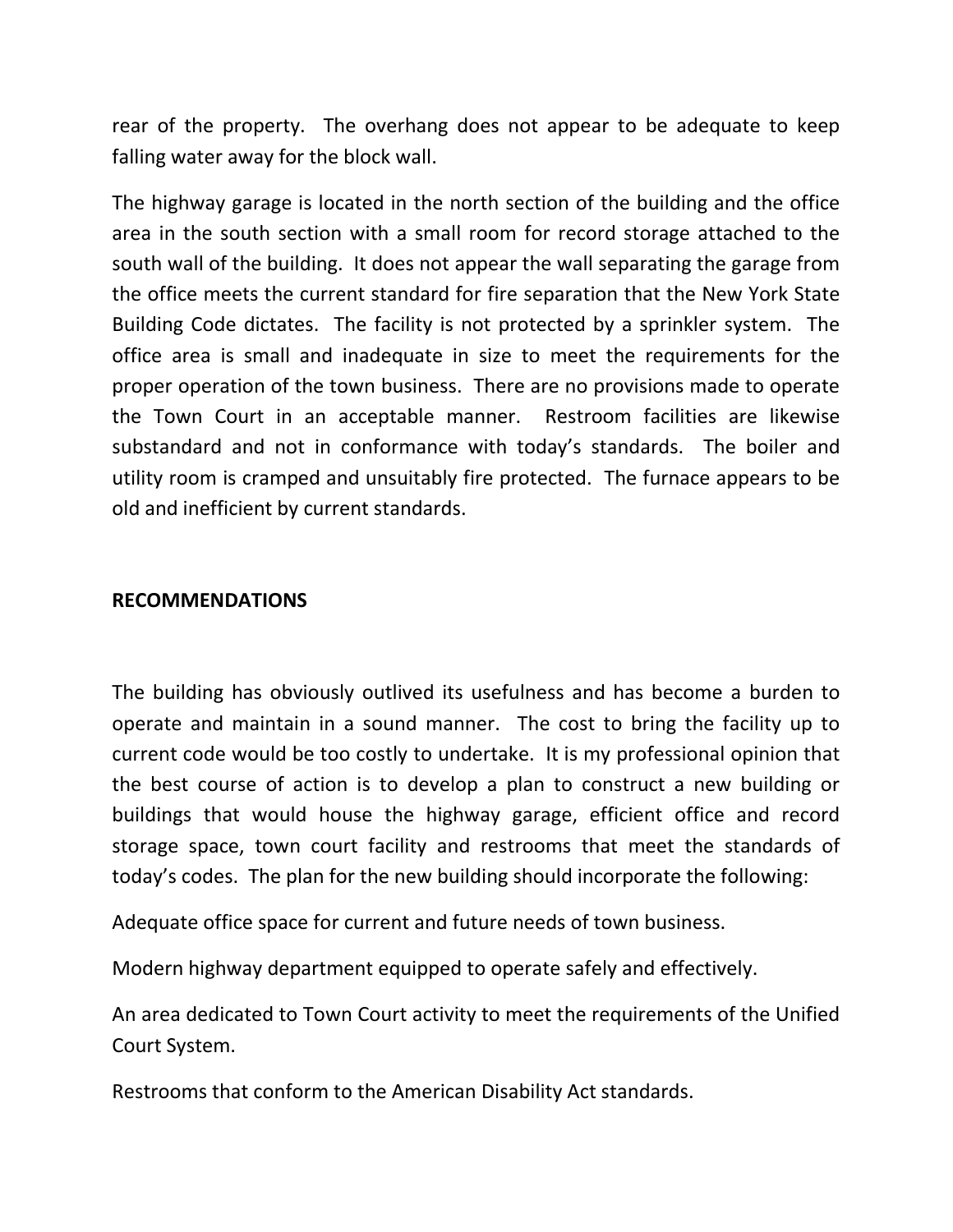rear of the property. The overhang does not appear to be adequate to keep falling water away for the block wall.

The highway garage is located in the north section of the building and the office area in the south section with a small room for record storage attached to the south wall of the building. It does not appear the wall separating the garage from the office meets the current standard for fire separation that the New York State Building Code dictates. The facility is not protected by a sprinkler system. The office area is small and inadequate in size to meet the requirements for the proper operation of the town business. There are no provisions made to operate the Town Court in an acceptable manner. Restroom facilities are likewise substandard and not in conformance with today's standards. The boiler and utility room is cramped and unsuitably fire protected. The furnace appears to be old and inefficient by current standards.

## RECOMMENDATIONS

The building has obviously outlived its usefulness and has become a burden to operate and maintain in a sound manner. The cost to bring the facility up to current code would be too costly to undertake. It is my professional opinion that the best course of action is to develop a plan to construct a new building or buildings that would house the highway garage, efficient office and record storage space, town court facility and restrooms that meet the standards of today's codes. The plan for the new building should incorporate the following:

Adequate office space for current and future needs of town business.

Modern highway department equipped to operate safely and effectively.

An area dedicated to Town Court activity to meet the requirements of the Unified Court System.

Restrooms that conform to the American Disability Act standards.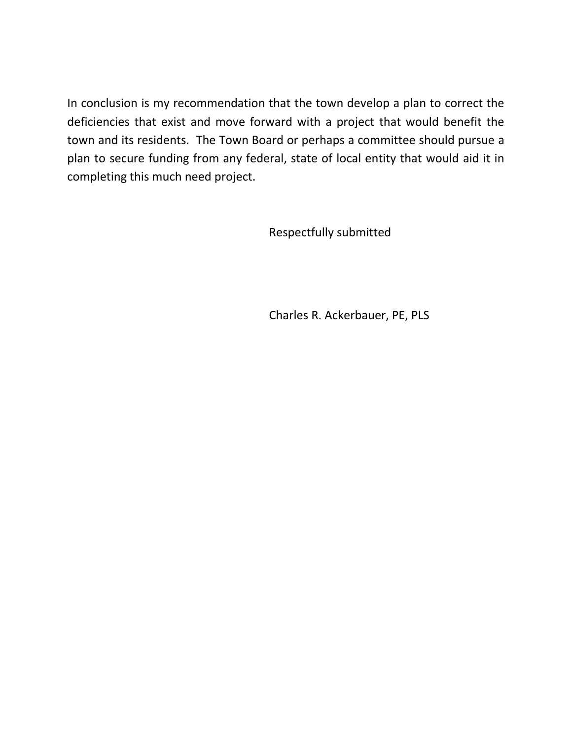In conclusion is my recommendation that the town develop a plan to correct the deficiencies that exist and move forward with a project that would benefit the town and its residents. The Town Board or perhaps a committee should pursue a plan to secure funding from any federal, state of local entity that would aid it in completing this much need project.

Respectfully submitted

Charles R. Ackerbauer, PE, PLS